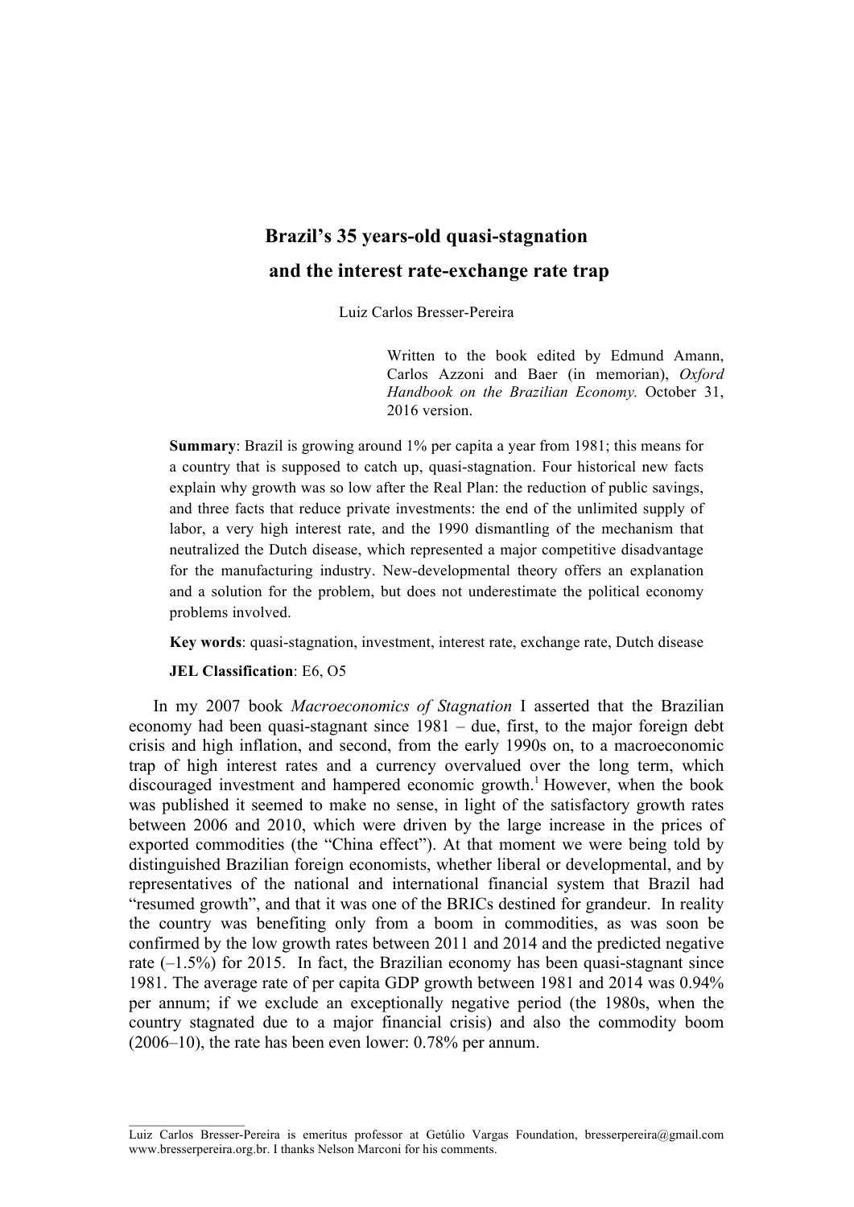# Brazil's 35 years-old quasi-stagnation and the interest rate-exchange rate trap

Luiz Carlos Bresser-Pereira

Written to the book edited by Edmund Amann, Carlos Azzoni and Baer (in memorian), *Oxford Handbook on the Brazilian Economy.* October 31, 2016 version.

**Summary**: Brazil is growing around 1% per capita a year from 1981; this means for a country that is supposed to catch up, quasi-stagnation. Four historical new facts explain why growth was so low after the Real Plan: the reduction of public savings, and three facts that reduce private investments: the end of the unlimited supply of labor, a very high interest rate, and the 1990 dismantling of the mechanism that neutralized the Dutch disease, which represented a major competitive disadvantage for the manufacturing industry. New-developmental theory offers an explanation and a solution for the problem, but does not underestimate the political economy problems involved.

**Key words**: quasi-stagnation, investment, interest rate, exchange rate, Dutch disease

**JEL Classification**: E6, O5

In my 2007 book *Macroeconomics of Stagnation* I asserted that the Brazilian economy had been quasi-stagnant since 1981 – due, first, to the major foreign debt crisis and high inflation, and second, from the early 1990s on, to a macroeconomic trap of high interest rates and a currency overvalued over the long term, which discouraged investment and hampered economic growth.[1] However, when the book was published it seemed to make no sense, in light of the satisfactory growth rates between 2006 and 2010, which were driven by the large increase in the prices of exported commodities (the "China effect"). At that moment we were being told by distinguished Brazilian foreign economists, whether liberal or developmental, and by representatives of the national and international financial system that Brazil had "resumed growth", and that it was one of the BRICs destined for grandeur. In reality the country was benefiting only from a boom in commodities, as was soon be confirmed by the low growth rates between 2011 and 2014 and the predicted negative rate (–1.5%) for 2015. In fact, the Brazilian economy has been quasi-stagnant since 1981. The average rate of per capita GDP growth between 1981 and 2014 was 0.94% per annum; if we exclude an exceptionally negative period (the 1980s, when the country stagnated due to a major financial crisis) and also the commodity boom (2006–10), the rate has been even lower: 0.78% per annum.

---

Luiz Carlos Bresser-Pereira is emeritus professor at Getúlio Vargas Foundation, bresserpereira@gmail.com www.bresserpereira.org.br. I thanks Nelson Marconi for his comments.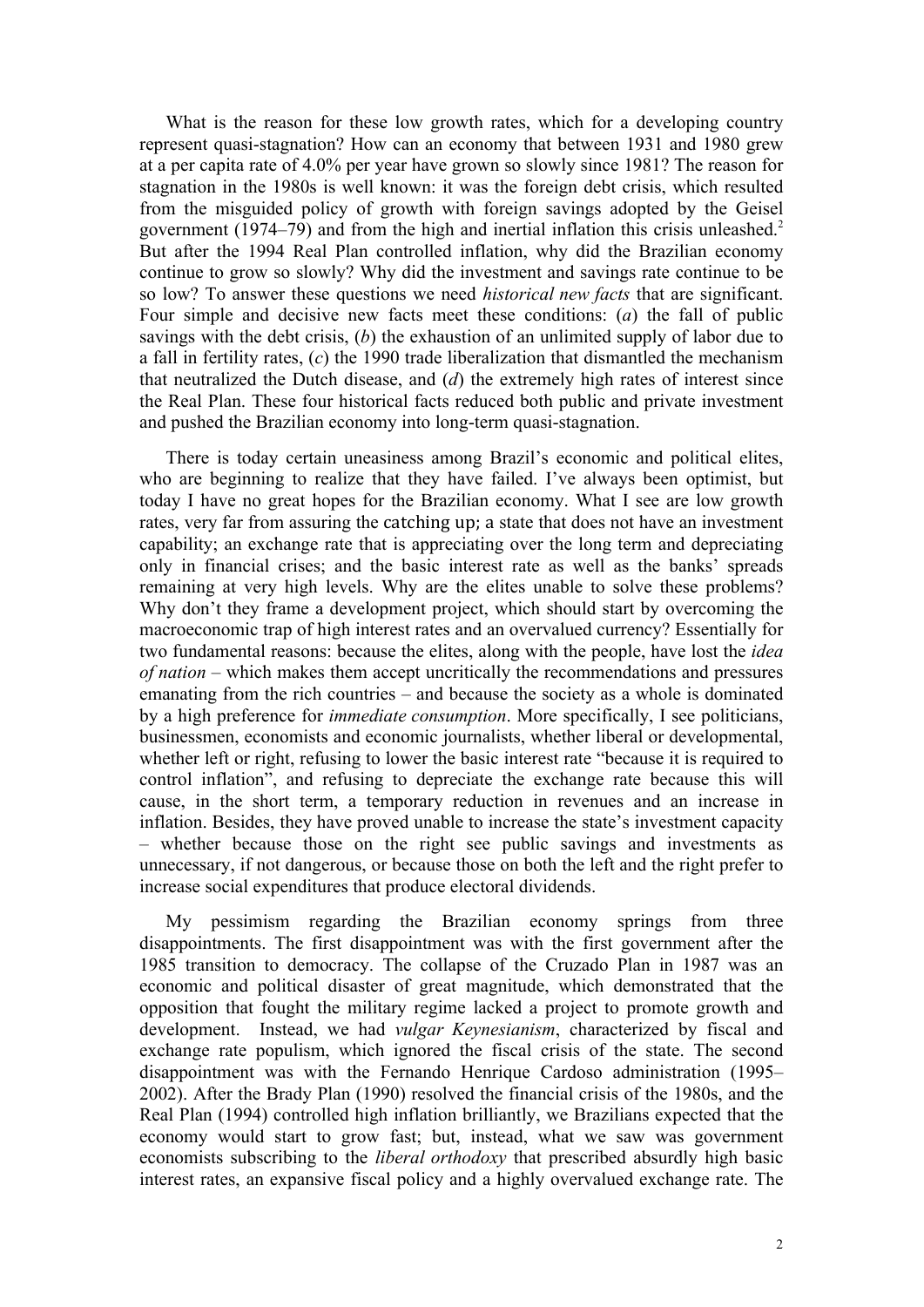What is the reason for these low growth rates, which for a developing country represent quasi-stagnation? How can an economy that between 1931 and 1980 grew at a per capita rate of 4.0% per year have grown so slowly since 1981? The reason for stagnation in the 1980s is well known: it was the foreign debt crisis, which resulted from the misguided policy of growth with foreign savings adopted by the Geisel government (1974–79) and from the high and inertial inflation this crisis unleashed.[2] But after the 1994 Real Plan controlled inflation, why did the Brazilian economy continue to grow so slowly? Why did the investment and savings rate continue to be so low? To answer these questions we need *historical new facts* that are significant. Four simple and decisive new facts meet these conditions: (*a*) the fall of public savings with the debt crisis, (*b*) the exhaustion of an unlimited supply of labor due to a fall in fertility rates, (*c*) the 1990 trade liberalization that dismantled the mechanism that neutralized the Dutch disease, and (*d*) the extremely high rates of interest since the Real Plan. These four historical facts reduced both public and private investment and pushed the Brazilian economy into long-term quasi-stagnation.

There is today certain uneasiness among Brazil's economic and political elites, who are beginning to realize that they have failed. I've always been optimist, but today I have no great hopes for the Brazilian economy. What I see are low growth rates, very far from assuring the catching up; a state that does not have an investment capability; an exchange rate that is appreciating over the long term and depreciating only in financial crises; and the basic interest rate as well as the banks' spreads remaining at very high levels. Why are the elites unable to solve these problems? Why don't they frame a development project, which should start by overcoming the macroeconomic trap of high interest rates and an overvalued currency? Essentially for two fundamental reasons: because the elites, along with the people, have lost the *idea of nation* – which makes them accept uncritically the recommendations and pressures emanating from the rich countries – and because the society as a whole is dominated by a high preference for *immediate consumption*. More specifically, I see politicians, businessmen, economists and economic journalists, whether liberal or developmental, whether left or right, refusing to lower the basic interest rate "because it is required to control inflation", and refusing to depreciate the exchange rate because this will cause, in the short term, a temporary reduction in revenues and an increase in inflation. Besides, they have proved unable to increase the state's investment capacity – whether because those on the right see public savings and investments as unnecessary, if not dangerous, or because those on both the left and the right prefer to increase social expenditures that produce electoral dividends.

My pessimism regarding the Brazilian economy springs from three disappointments. The first disappointment was with the first government after the 1985 transition to democracy. The collapse of the Cruzado Plan in 1987 was an economic and political disaster of great magnitude, which demonstrated that the opposition that fought the military regime lacked a project to promote growth and development. Instead, we had *vulgar Keynesianism*, characterized by fiscal and exchange rate populism, which ignored the fiscal crisis of the state. The second disappointment was with the Fernando Henrique Cardoso administration (1995–2002). After the Brady Plan (1990) resolved the financial crisis of the 1980s, and the Real Plan (1994) controlled high inflation brilliantly, we Brazilians expected that the economy would start to grow fast; but, instead, what we saw was government economists subscribing to the *liberal orthodoxy* that prescribed absurdly high basic interest rates, an expansive fiscal policy and a highly overvalued exchange rate. The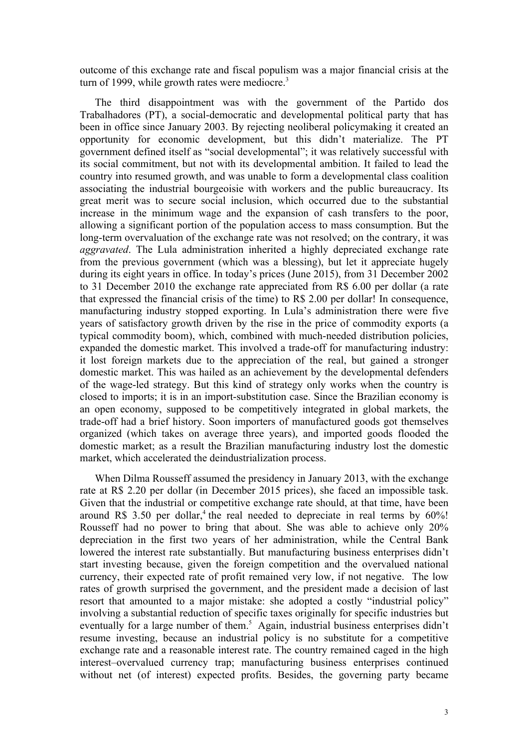outcome of this exchange rate and fiscal populism was a major financial crisis at the turn of 1999, while growth rates were mediocre.[3]

The third disappointment was with the government of the Partido dos Trabalhadores (PT), a social-democratic and developmental political party that has been in office since January 2003. By rejecting neoliberal policymaking it created an opportunity for economic development, but this didn't materialize. The PT government defined itself as "social developmental"; it was relatively successful with its social commitment, but not with its developmental ambition. It failed to lead the country into resumed growth, and was unable to form a developmental class coalition associating the industrial bourgeoisie with workers and the public bureaucracy. Its great merit was to secure social inclusion, which occurred due to the substantial increase in the minimum wage and the expansion of cash transfers to the poor, allowing a significant portion of the population access to mass consumption. But the long-term overvaluation of the exchange rate was not resolved; on the contrary, it was *aggravated*. The Lula administration inherited a highly depreciated exchange rate from the previous government (which was a blessing), but let it appreciate hugely during its eight years in office. In today's prices (June 2015), from 31 December 2002 to 31 December 2010 the exchange rate appreciated from R$ 6.00 per dollar (a rate that expressed the financial crisis of the time) to R$ 2.00 per dollar! In consequence, manufacturing industry stopped exporting. In Lula's administration there were five years of satisfactory growth driven by the rise in the price of commodity exports (a typical commodity boom), which, combined with much-needed distribution policies, expanded the domestic market. This involved a trade-off for manufacturing industry: it lost foreign markets due to the appreciation of the real, but gained a stronger domestic market. This was hailed as an achievement by the developmental defenders of the wage-led strategy. But this kind of strategy only works when the country is closed to imports; it is in an import-substitution case. Since the Brazilian economy is an open economy, supposed to be competitively integrated in global markets, the trade-off had a brief history. Soon importers of manufactured goods got themselves organized (which takes on average three years), and imported goods flooded the domestic market; as a result the Brazilian manufacturing industry lost the domestic market, which accelerated the deindustrialization process.

When Dilma Rousseff assumed the presidency in January 2013, with the exchange rate at R$ 2.20 per dollar (in December 2015 prices), she faced an impossible task. Given that the industrial or competitive exchange rate should, at that time, have been around R$ 3.50 per dollar,[4] the real needed to depreciate in real terms by 60%! Rousseff had no power to bring that about. She was able to achieve only 20% depreciation in the first two years of her administration, while the Central Bank lowered the interest rate substantially. But manufacturing business enterprises didn't start investing because, given the foreign competition and the overvalued national currency, their expected rate of profit remained very low, if not negative. The low rates of growth surprised the government, and the president made a decision of last resort that amounted to a major mistake: she adopted a costly "industrial policy" involving a substantial reduction of specific taxes originally for specific industries but eventually for a large number of them.[5] Again, industrial business enterprises didn't resume investing, because an industrial policy is no substitute for a competitive exchange rate and a reasonable interest rate. The country remained caged in the high interest–overvalued currency trap; manufacturing business enterprises continued without net (of interest) expected profits. Besides, the governing party became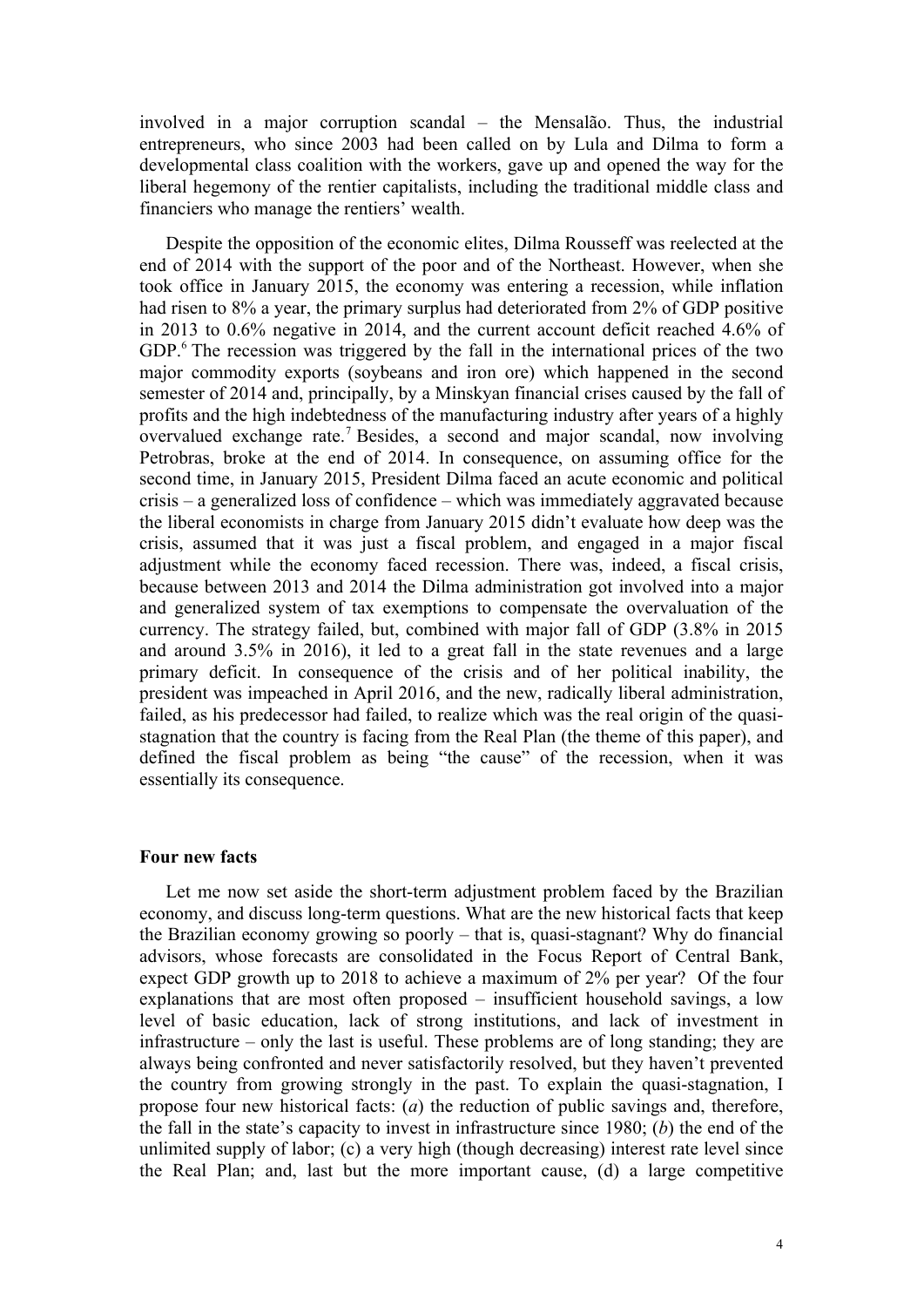involved in a major corruption scandal – the Mensalão. Thus, the industrial entrepreneurs, who since 2003 had been called on by Lula and Dilma to form a developmental class coalition with the workers, gave up and opened the way for the liberal hegemony of the rentier capitalists, including the traditional middle class and financiers who manage the rentiers' wealth.

Despite the opposition of the economic elites, Dilma Rousseff was reelected at the end of 2014 with the support of the poor and of the Northeast. However, when she took office in January 2015, the economy was entering a recession, while inflation had risen to 8% a year, the primary surplus had deteriorated from 2% of GDP positive in 2013 to 0.6% negative in 2014, and the current account deficit reached 4.6% of GDP.[6] The recession was triggered by the fall in the international prices of the two major commodity exports (soybeans and iron ore) which happened in the second semester of 2014 and, principally, by a Minskyan financial crises caused by the fall of profits and the high indebtedness of the manufacturing industry after years of a highly overvalued exchange rate.[7] Besides, a second and major scandal, now involving Petrobras, broke at the end of 2014. In consequence, on assuming office for the second time, in January 2015, President Dilma faced an acute economic and political crisis – a generalized loss of confidence – which was immediately aggravated because the liberal economists in charge from January 2015 didn't evaluate how deep was the crisis, assumed that it was just a fiscal problem, and engaged in a major fiscal adjustment while the economy faced recession. There was, indeed, a fiscal crisis, because between 2013 and 2014 the Dilma administration got involved into a major and generalized system of tax exemptions to compensate the overvaluation of the currency. The strategy failed, but, combined with major fall of GDP (3.8% in 2015 and around 3.5% in 2016), it led to a great fall in the state revenues and a large primary deficit. In consequence of the crisis and of her political inability, the president was impeached in April 2016, and the new, radically liberal administration, failed, as his predecessor had failed, to realize which was the real origin of the quasi-stagnation that the country is facing from the Real Plan (the theme of this paper), and defined the fiscal problem as being "the cause" of the recession, when it was essentially its consequence.

## Four new facts

Let me now set aside the short-term adjustment problem faced by the Brazilian economy, and discuss long-term questions. What are the new historical facts that keep the Brazilian economy growing so poorly – that is, quasi-stagnant? Why do financial advisors, whose forecasts are consolidated in the Focus Report of Central Bank, expect GDP growth up to 2018 to achieve a maximum of 2% per year? Of the four explanations that are most often proposed – insufficient household savings, a low level of basic education, lack of strong institutions, and lack of investment in infrastructure – only the last is useful. These problems are of long standing; they are always being confronted and never satisfactorily resolved, but they haven't prevented the country from growing strongly in the past. To explain the quasi-stagnation, I propose four new historical facts: (*a*) the reduction of public savings and, therefore, the fall in the state's capacity to invest in infrastructure since 1980; (*b*) the end of the unlimited supply of labor; (c) a very high (though decreasing) interest rate level since the Real Plan; and, last but the more important cause, (d) a large competitive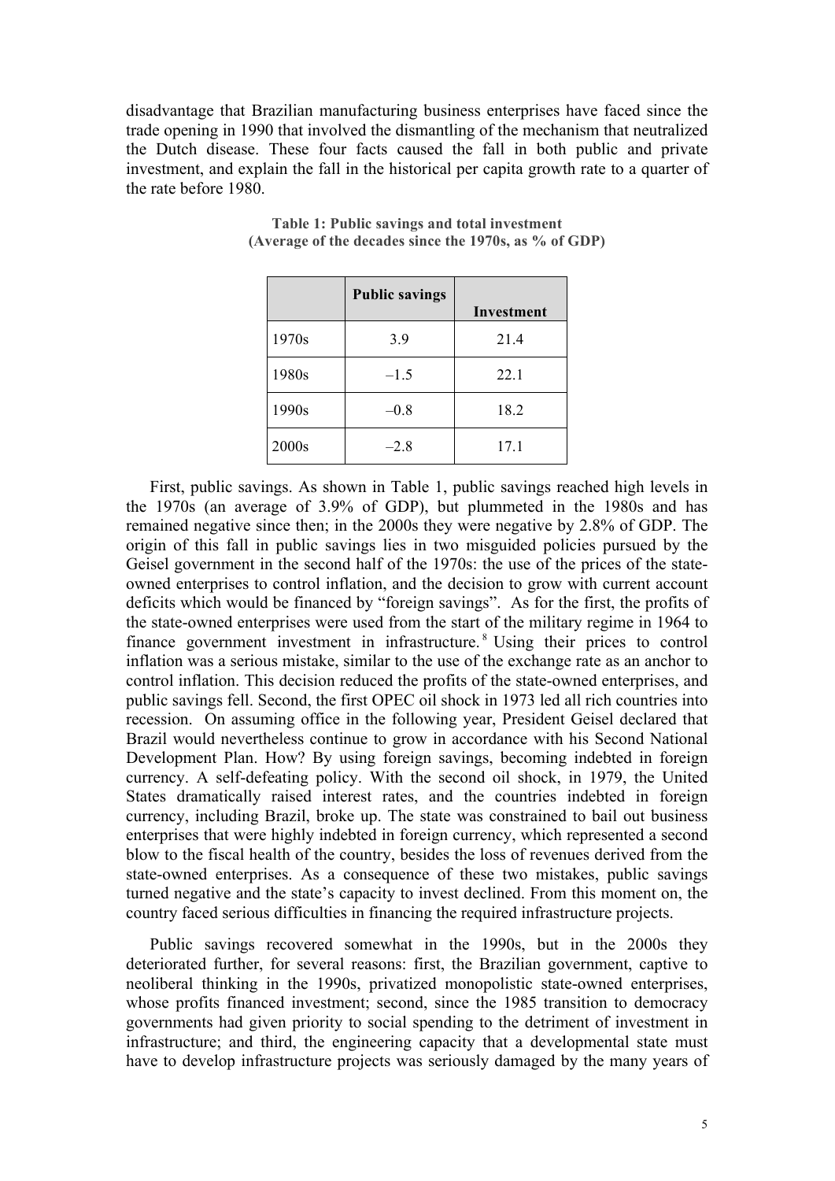disadvantage that Brazilian manufacturing business enterprises have faced since the trade opening in 1990 that involved the dismantling of the mechanism that neutralized the Dutch disease. These four facts caused the fall in both public and private investment, and explain the fall in the historical per capita growth rate to a quarter of the rate before 1980.

**Table 1: Public savings and total investment (Average of the decades since the 1970s, as % of GDP)**

| | Public savings | Investment |
|---|---|---|
| 1970s | 3.9 | 21.4 |
| 1980s | –1.5 | 22.1 |
| 1990s | –0.8 | 18.2 |
| 2000s | –2.8 | 17.1 |

First, public savings. As shown in Table 1, public savings reached high levels in the 1970s (an average of 3.9% of GDP), but plummeted in the 1980s and has remained negative since then; in the 2000s they were negative by 2.8% of GDP. The origin of this fall in public savings lies in two misguided policies pursued by the Geisel government in the second half of the 1970s: the use of the prices of the state-owned enterprises to control inflation, and the decision to grow with current account deficits which would be financed by "foreign savings". As for the first, the profits of the state-owned enterprises were used from the start of the military regime in 1964 to finance government investment in infrastructure.[8] Using their prices to control inflation was a serious mistake, similar to the use of the exchange rate as an anchor to control inflation. This decision reduced the profits of the state-owned enterprises, and public savings fell. Second, the first OPEC oil shock in 1973 led all rich countries into recession. On assuming office in the following year, President Geisel declared that Brazil would nevertheless continue to grow in accordance with his Second National Development Plan. How? By using foreign savings, becoming indebted in foreign currency. A self-defeating policy. With the second oil shock, in 1979, the United States dramatically raised interest rates, and the countries indebted in foreign currency, including Brazil, broke up. The state was constrained to bail out business enterprises that were highly indebted in foreign currency, which represented a second blow to the fiscal health of the country, besides the loss of revenues derived from the state-owned enterprises. As a consequence of these two mistakes, public savings turned negative and the state's capacity to invest declined. From this moment on, the country faced serious difficulties in financing the required infrastructure projects.

Public savings recovered somewhat in the 1990s, but in the 2000s they deteriorated further, for several reasons: first, the Brazilian government, captive to neoliberal thinking in the 1990s, privatized monopolistic state-owned enterprises, whose profits financed investment; second, since the 1985 transition to democracy governments had given priority to social spending to the detriment of investment in infrastructure; and third, the engineering capacity that a developmental state must have to develop infrastructure projects was seriously damaged by the many years of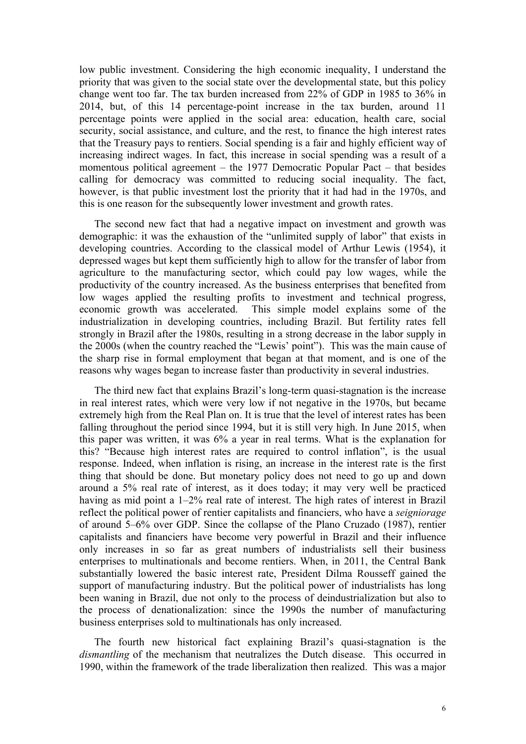low public investment. Considering the high economic inequality, I understand the priority that was given to the social state over the developmental state, but this policy change went too far. The tax burden increased from 22% of GDP in 1985 to 36% in 2014, but, of this 14 percentage-point increase in the tax burden, around 11 percentage points were applied in the social area: education, health care, social security, social assistance, and culture, and the rest, to finance the high interest rates that the Treasury pays to rentiers. Social spending is a fair and highly efficient way of increasing indirect wages. In fact, this increase in social spending was a result of a momentous political agreement – the 1977 Democratic Popular Pact – that besides calling for democracy was committed to reducing social inequality. The fact, however, is that public investment lost the priority that it had had in the 1970s, and this is one reason for the subsequently lower investment and growth rates.

The second new fact that had a negative impact on investment and growth was demographic: it was the exhaustion of the "unlimited supply of labor" that exists in developing countries. According to the classical model of Arthur Lewis (1954), it depressed wages but kept them sufficiently high to allow for the transfer of labor from agriculture to the manufacturing sector, which could pay low wages, while the productivity of the country increased. As the business enterprises that benefited from low wages applied the resulting profits to investment and technical progress, economic growth was accelerated. This simple model explains some of the industrialization in developing countries, including Brazil. But fertility rates fell strongly in Brazil after the 1980s, resulting in a strong decrease in the labor supply in the 2000s (when the country reached the "Lewis' point"). This was the main cause of the sharp rise in formal employment that began at that moment, and is one of the reasons why wages began to increase faster than productivity in several industries.

The third new fact that explains Brazil's long-term quasi-stagnation is the increase in real interest rates, which were very low if not negative in the 1970s, but became extremely high from the Real Plan on. It is true that the level of interest rates has been falling throughout the period since 1994, but it is still very high. In June 2015, when this paper was written, it was 6% a year in real terms. What is the explanation for this? "Because high interest rates are required to control inflation", is the usual response. Indeed, when inflation is rising, an increase in the interest rate is the first thing that should be done. But monetary policy does not need to go up and down around a 5% real rate of interest, as it does today; it may very well be practiced having as mid point a 1–2% real rate of interest. The high rates of interest in Brazil reflect the political power of rentier capitalists and financiers, who have a *seigniorage* of around 5–6% over GDP. Since the collapse of the Plano Cruzado (1987), rentier capitalists and financiers have become very powerful in Brazil and their influence only increases in so far as great numbers of industrialists sell their business enterprises to multinationals and become rentiers. When, in 2011, the Central Bank substantially lowered the basic interest rate, President Dilma Rousseff gained the support of manufacturing industry. But the political power of industrialists has long been waning in Brazil, due not only to the process of deindustrialization but also to the process of denationalization: since the 1990s the number of manufacturing business enterprises sold to multinationals has only increased.

The fourth new historical fact explaining Brazil's quasi-stagnation is the *dismantling* of the mechanism that neutralizes the Dutch disease. This occurred in 1990, within the framework of the trade liberalization then realized. This was a major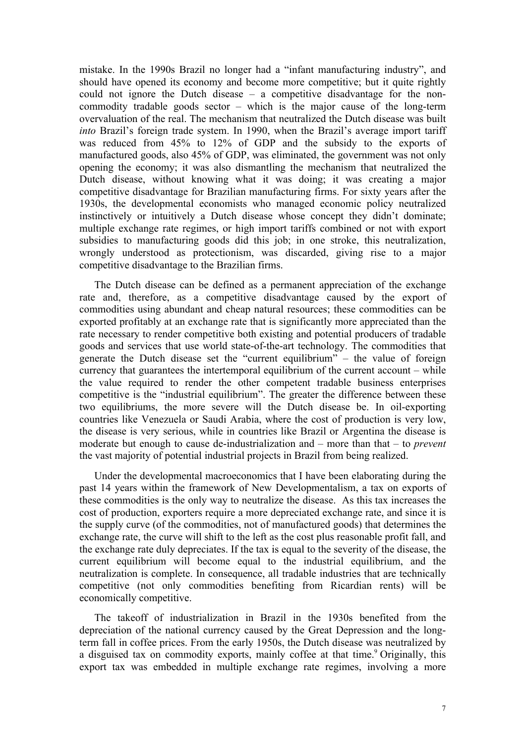mistake. In the 1990s Brazil no longer had a "infant manufacturing industry", and should have opened its economy and become more competitive; but it quite rightly could not ignore the Dutch disease – a competitive disadvantage for the non-commodity tradable goods sector – which is the major cause of the long-term overvaluation of the real. The mechanism that neutralized the Dutch disease was built *into* Brazil's foreign trade system. In 1990, when the Brazil's average import tariff was reduced from 45% to 12% of GDP and the subsidy to the exports of manufactured goods, also 45% of GDP, was eliminated, the government was not only opening the economy; it was also dismantling the mechanism that neutralized the Dutch disease, without knowing what it was doing; it was creating a major competitive disadvantage for Brazilian manufacturing firms. For sixty years after the 1930s, the developmental economists who managed economic policy neutralized instinctively or intuitively a Dutch disease whose concept they didn't dominate; multiple exchange rate regimes, or high import tariffs combined or not with export subsidies to manufacturing goods did this job; in one stroke, this neutralization, wrongly understood as protectionism, was discarded, giving rise to a major competitive disadvantage to the Brazilian firms.

The Dutch disease can be defined as a permanent appreciation of the exchange rate and, therefore, as a competitive disadvantage caused by the export of commodities using abundant and cheap natural resources; these commodities can be exported profitably at an exchange rate that is significantly more appreciated than the rate necessary to render competitive both existing and potential producers of tradable goods and services that use world state-of-the-art technology. The commodities that generate the Dutch disease set the "current equilibrium" – the value of foreign currency that guarantees the intertemporal equilibrium of the current account – while the value required to render the other competent tradable business enterprises competitive is the "industrial equilibrium". The greater the difference between these two equilibriums, the more severe will the Dutch disease be. In oil-exporting countries like Venezuela or Saudi Arabia, where the cost of production is very low, the disease is very serious, while in countries like Brazil or Argentina the disease is moderate but enough to cause de-industrialization and – more than that – to *prevent* the vast majority of potential industrial projects in Brazil from being realized.

Under the developmental macroeconomics that I have been elaborating during the past 14 years within the framework of New Developmentalism, a tax on exports of these commodities is the only way to neutralize the disease. As this tax increases the cost of production, exporters require a more depreciated exchange rate, and since it is the supply curve (of the commodities, not of manufactured goods) that determines the exchange rate, the curve will shift to the left as the cost plus reasonable profit fall, and the exchange rate duly depreciates. If the tax is equal to the severity of the disease, the current equilibrium will become equal to the industrial equilibrium, and the neutralization is complete. In consequence, all tradable industries that are technically competitive (not only commodities benefiting from Ricardian rents) will be economically competitive.

The takeoff of industrialization in Brazil in the 1930s benefited from the depreciation of the national currency caused by the Great Depression and the long-term fall in coffee prices. From the early 1950s, the Dutch disease was neutralized by a disguised tax on commodity exports, mainly coffee at that time.[9] Originally, this export tax was embedded in multiple exchange rate regimes, involving a more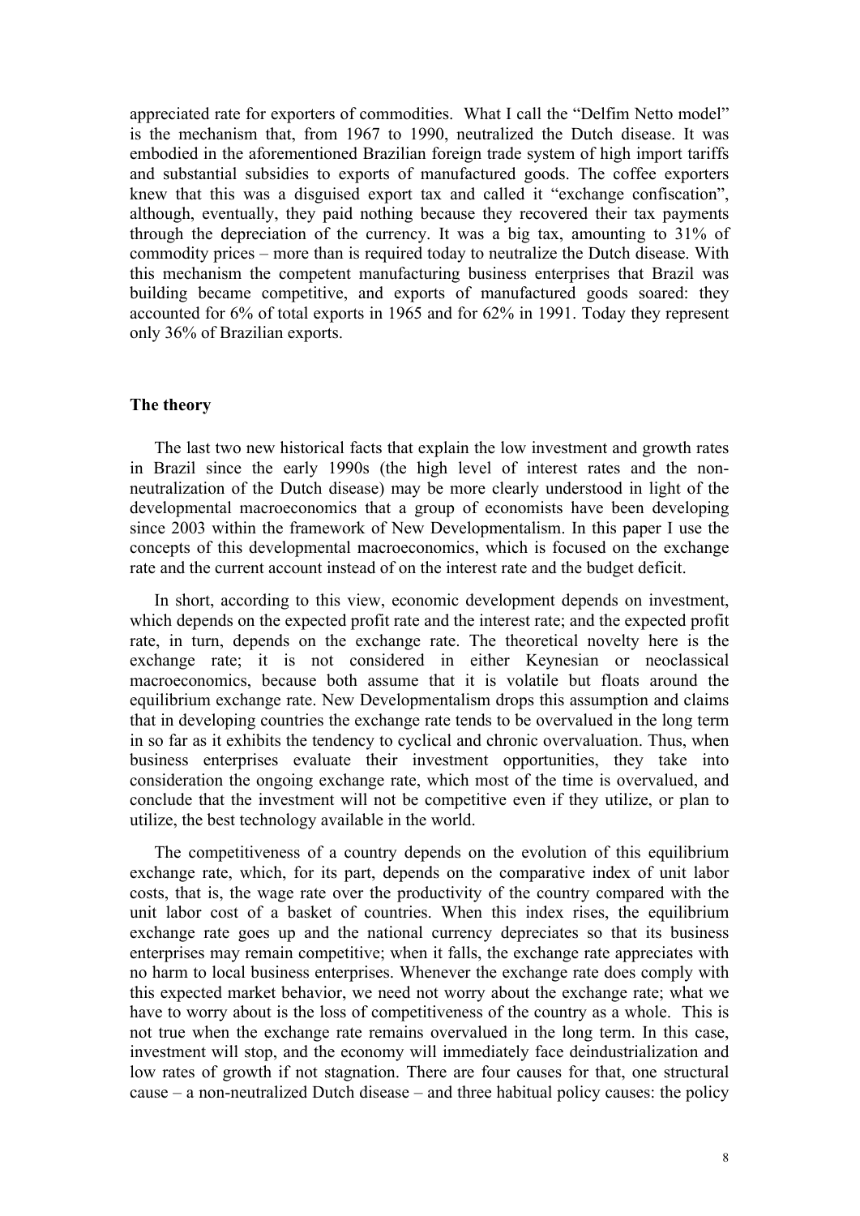appreciated rate for exporters of commodities. What I call the "Delfim Netto model" is the mechanism that, from 1967 to 1990, neutralized the Dutch disease. It was embodied in the aforementioned Brazilian foreign trade system of high import tariffs and substantial subsidies to exports of manufactured goods. The coffee exporters knew that this was a disguised export tax and called it "exchange confiscation", although, eventually, they paid nothing because they recovered their tax payments through the depreciation of the currency. It was a big tax, amounting to 31% of commodity prices – more than is required today to neutralize the Dutch disease. With this mechanism the competent manufacturing business enterprises that Brazil was building became competitive, and exports of manufactured goods soared: they accounted for 6% of total exports in 1965 and for 62% in 1991. Today they represent only 36% of Brazilian exports.

## The theory

The last two new historical facts that explain the low investment and growth rates in Brazil since the early 1990s (the high level of interest rates and the non-neutralization of the Dutch disease) may be more clearly understood in light of the developmental macroeconomics that a group of economists have been developing since 2003 within the framework of New Developmentalism. In this paper I use the concepts of this developmental macroeconomics, which is focused on the exchange rate and the current account instead of on the interest rate and the budget deficit.

In short, according to this view, economic development depends on investment, which depends on the expected profit rate and the interest rate; and the expected profit rate, in turn, depends on the exchange rate. The theoretical novelty here is the exchange rate; it is not considered in either Keynesian or neoclassical macroeconomics, because both assume that it is volatile but floats around the equilibrium exchange rate. New Developmentalism drops this assumption and claims that in developing countries the exchange rate tends to be overvalued in the long term in so far as it exhibits the tendency to cyclical and chronic overvaluation. Thus, when business enterprises evaluate their investment opportunities, they take into consideration the ongoing exchange rate, which most of the time is overvalued, and conclude that the investment will not be competitive even if they utilize, or plan to utilize, the best technology available in the world.

The competitiveness of a country depends on the evolution of this equilibrium exchange rate, which, for its part, depends on the comparative index of unit labor costs, that is, the wage rate over the productivity of the country compared with the unit labor cost of a basket of countries. When this index rises, the equilibrium exchange rate goes up and the national currency depreciates so that its business enterprises may remain competitive; when it falls, the exchange rate appreciates with no harm to local business enterprises. Whenever the exchange rate does comply with this expected market behavior, we need not worry about the exchange rate; what we have to worry about is the loss of competitiveness of the country as a whole. This is not true when the exchange rate remains overvalued in the long term. In this case, investment will stop, and the economy will immediately face deindustrialization and low rates of growth if not stagnation. There are four causes for that, one structural cause – a non-neutralized Dutch disease – and three habitual policy causes: the policy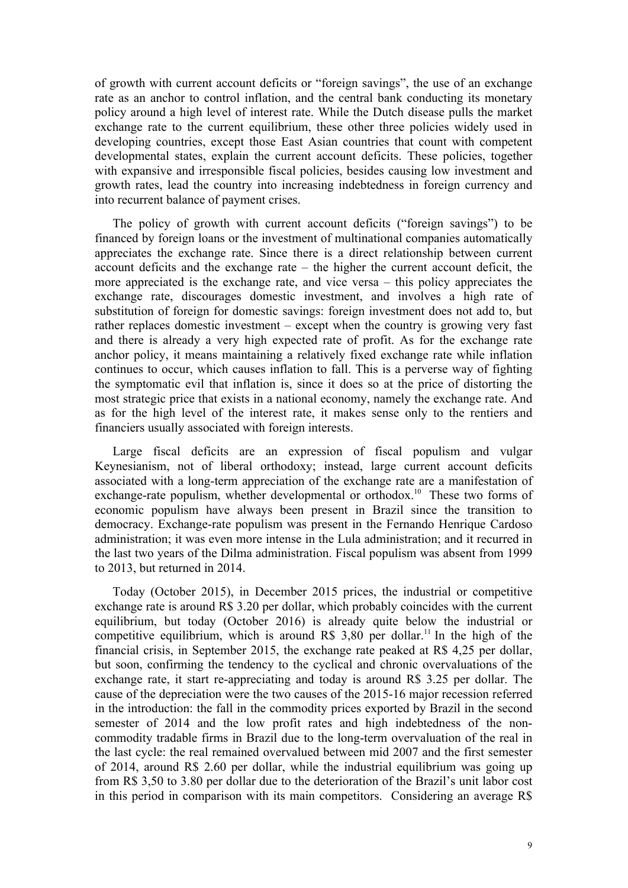of growth with current account deficits or "foreign savings", the use of an exchange rate as an anchor to control inflation, and the central bank conducting its monetary policy around a high level of interest rate. While the Dutch disease pulls the market exchange rate to the current equilibrium, these other three policies widely used in developing countries, except those East Asian countries that count with competent developmental states, explain the current account deficits. These policies, together with expansive and irresponsible fiscal policies, besides causing low investment and growth rates, lead the country into increasing indebtedness in foreign currency and into recurrent balance of payment crises.

The policy of growth with current account deficits ("foreign savings") to be financed by foreign loans or the investment of multinational companies automatically appreciates the exchange rate. Since there is a direct relationship between current account deficits and the exchange rate – the higher the current account deficit, the more appreciated is the exchange rate, and vice versa – this policy appreciates the exchange rate, discourages domestic investment, and involves a high rate of substitution of foreign for domestic savings: foreign investment does not add to, but rather replaces domestic investment – except when the country is growing very fast and there is already a very high expected rate of profit. As for the exchange rate anchor policy, it means maintaining a relatively fixed exchange rate while inflation continues to occur, which causes inflation to fall. This is a perverse way of fighting the symptomatic evil that inflation is, since it does so at the price of distorting the most strategic price that exists in a national economy, namely the exchange rate. And as for the high level of the interest rate, it makes sense only to the rentiers and financiers usually associated with foreign interests.

Large fiscal deficits are an expression of fiscal populism and vulgar Keynesianism, not of liberal orthodoxy; instead, large current account deficits associated with a long-term appreciation of the exchange rate are a manifestation of exchange-rate populism, whether developmental or orthodox.[10] These two forms of economic populism have always been present in Brazil since the transition to democracy. Exchange-rate populism was present in the Fernando Henrique Cardoso administration; it was even more intense in the Lula administration; and it recurred in the last two years of the Dilma administration. Fiscal populism was absent from 1999 to 2013, but returned in 2014.

Today (October 2015), in December 2015 prices, the industrial or competitive exchange rate is around R$ 3.20 per dollar, which probably coincides with the current equilibrium, but today (October 2016) is already quite below the industrial or competitive equilibrium, which is around R$ 3,80 per dollar.[11] In the high of the financial crisis, in September 2015, the exchange rate peaked at R$ 4,25 per dollar, but soon, confirming the tendency to the cyclical and chronic overvaluations of the exchange rate, it start re-appreciating and today is around R$ 3.25 per dollar. The cause of the depreciation were the two causes of the 2015-16 major recession referred in the introduction: the fall in the commodity prices exported by Brazil in the second semester of 2014 and the low profit rates and high indebtedness of the non-commodity tradable firms in Brazil due to the long-term overvaluation of the real in the last cycle: the real remained overvalued between mid 2007 and the first semester of 2014, around R$ 2.60 per dollar, while the industrial equilibrium was going up from R$ 3,50 to 3.80 per dollar due to the deterioration of the Brazil's unit labor cost in this period in comparison with its main competitors. Considering an average R$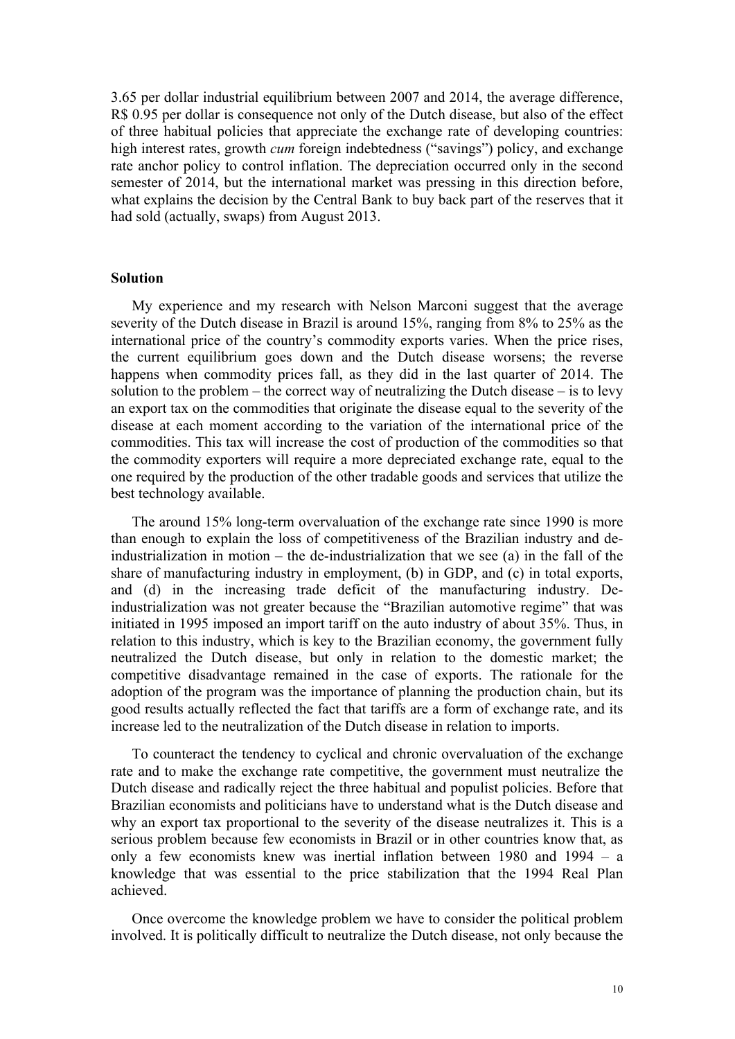3.65 per dollar industrial equilibrium between 2007 and 2014, the average difference, R$ 0.95 per dollar is consequence not only of the Dutch disease, but also of the effect of three habitual policies that appreciate the exchange rate of developing countries: high interest rates, growth *cum* foreign indebtedness ("savings") policy, and exchange rate anchor policy to control inflation. The depreciation occurred only in the second semester of 2014, but the international market was pressing in this direction before, what explains the decision by the Central Bank to buy back part of the reserves that it had sold (actually, swaps) from August 2013.

## Solution

My experience and my research with Nelson Marconi suggest that the average severity of the Dutch disease in Brazil is around 15%, ranging from 8% to 25% as the international price of the country's commodity exports varies. When the price rises, the current equilibrium goes down and the Dutch disease worsens; the reverse happens when commodity prices fall, as they did in the last quarter of 2014. The solution to the problem – the correct way of neutralizing the Dutch disease – is to levy an export tax on the commodities that originate the disease equal to the severity of the disease at each moment according to the variation of the international price of the commodities. This tax will increase the cost of production of the commodities so that the commodity exporters will require a more depreciated exchange rate, equal to the one required by the production of the other tradable goods and services that utilize the best technology available.

The around 15% long-term overvaluation of the exchange rate since 1990 is more than enough to explain the loss of competitiveness of the Brazilian industry and de-industrialization in motion – the de-industrialization that we see (a) in the fall of the share of manufacturing industry in employment, (b) in GDP, and (c) in total exports, and (d) in the increasing trade deficit of the manufacturing industry. De-industrialization was not greater because the "Brazilian automotive regime" that was initiated in 1995 imposed an import tariff on the auto industry of about 35%. Thus, in relation to this industry, which is key to the Brazilian economy, the government fully neutralized the Dutch disease, but only in relation to the domestic market; the competitive disadvantage remained in the case of exports. The rationale for the adoption of the program was the importance of planning the production chain, but its good results actually reflected the fact that tariffs are a form of exchange rate, and its increase led to the neutralization of the Dutch disease in relation to imports.

To counteract the tendency to cyclical and chronic overvaluation of the exchange rate and to make the exchange rate competitive, the government must neutralize the Dutch disease and radically reject the three habitual and populist policies. Before that Brazilian economists and politicians have to understand what is the Dutch disease and why an export tax proportional to the severity of the disease neutralizes it. This is a serious problem because few economists in Brazil or in other countries know that, as only a few economists knew was inertial inflation between 1980 and 1994 – a knowledge that was essential to the price stabilization that the 1994 Real Plan achieved.

Once overcome the knowledge problem we have to consider the political problem involved. It is politically difficult to neutralize the Dutch disease, not only because the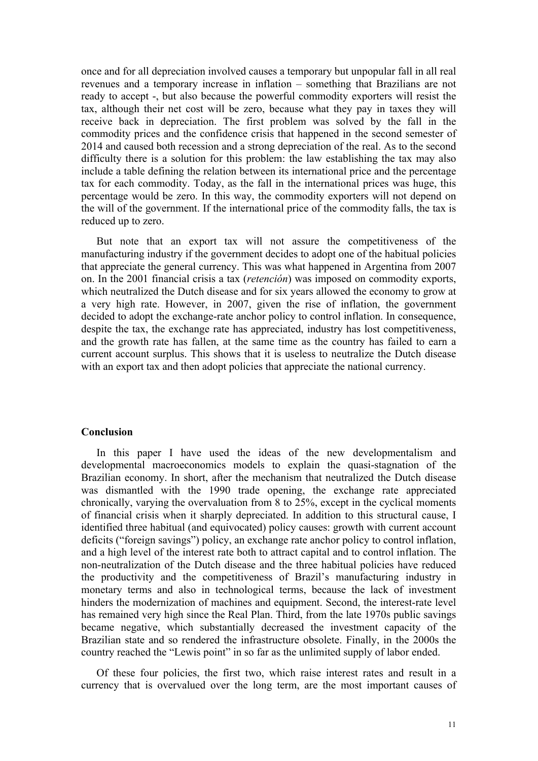once and for all depreciation involved causes a temporary but unpopular fall in all real revenues and a temporary increase in inflation – something that Brazilians are not ready to accept -, but also because the powerful commodity exporters will resist the tax, although their net cost will be zero, because what they pay in taxes they will receive back in depreciation. The first problem was solved by the fall in the commodity prices and the confidence crisis that happened in the second semester of 2014 and caused both recession and a strong depreciation of the real. As to the second difficulty there is a solution for this problem: the law establishing the tax may also include a table defining the relation between its international price and the percentage tax for each commodity. Today, as the fall in the international prices was huge, this percentage would be zero. In this way, the commodity exporters will not depend on the will of the government. If the international price of the commodity falls, the tax is reduced up to zero.

But note that an export tax will not assure the competitiveness of the manufacturing industry if the government decides to adopt one of the habitual policies that appreciate the general currency. This was what happened in Argentina from 2007 on. In the 2001 financial crisis a tax (*retención*) was imposed on commodity exports, which neutralized the Dutch disease and for six years allowed the economy to grow at a very high rate. However, in 2007, given the rise of inflation, the government decided to adopt the exchange-rate anchor policy to control inflation. In consequence, despite the tax, the exchange rate has appreciated, industry has lost competitiveness, and the growth rate has fallen, at the same time as the country has failed to earn a current account surplus. This shows that it is useless to neutralize the Dutch disease with an export tax and then adopt policies that appreciate the national currency.

## Conclusion

In this paper I have used the ideas of the new developmentalism and developmental macroeconomics models to explain the quasi-stagnation of the Brazilian economy. In short, after the mechanism that neutralized the Dutch disease was dismantled with the 1990 trade opening, the exchange rate appreciated chronically, varying the overvaluation from 8 to 25%, except in the cyclical moments of financial crisis when it sharply depreciated. In addition to this structural cause, I identified three habitual (and equivocated) policy causes: growth with current account deficits ("foreign savings") policy, an exchange rate anchor policy to control inflation, and a high level of the interest rate both to attract capital and to control inflation. The non-neutralization of the Dutch disease and the three habitual policies have reduced the productivity and the competitiveness of Brazil's manufacturing industry in monetary terms and also in technological terms, because the lack of investment hinders the modernization of machines and equipment. Second, the interest-rate level has remained very high since the Real Plan. Third, from the late 1970s public savings became negative, which substantially decreased the investment capacity of the Brazilian state and so rendered the infrastructure obsolete. Finally, in the 2000s the country reached the "Lewis point" in so far as the unlimited supply of labor ended.

Of these four policies, the first two, which raise interest rates and result in a currency that is overvalued over the long term, are the most important causes of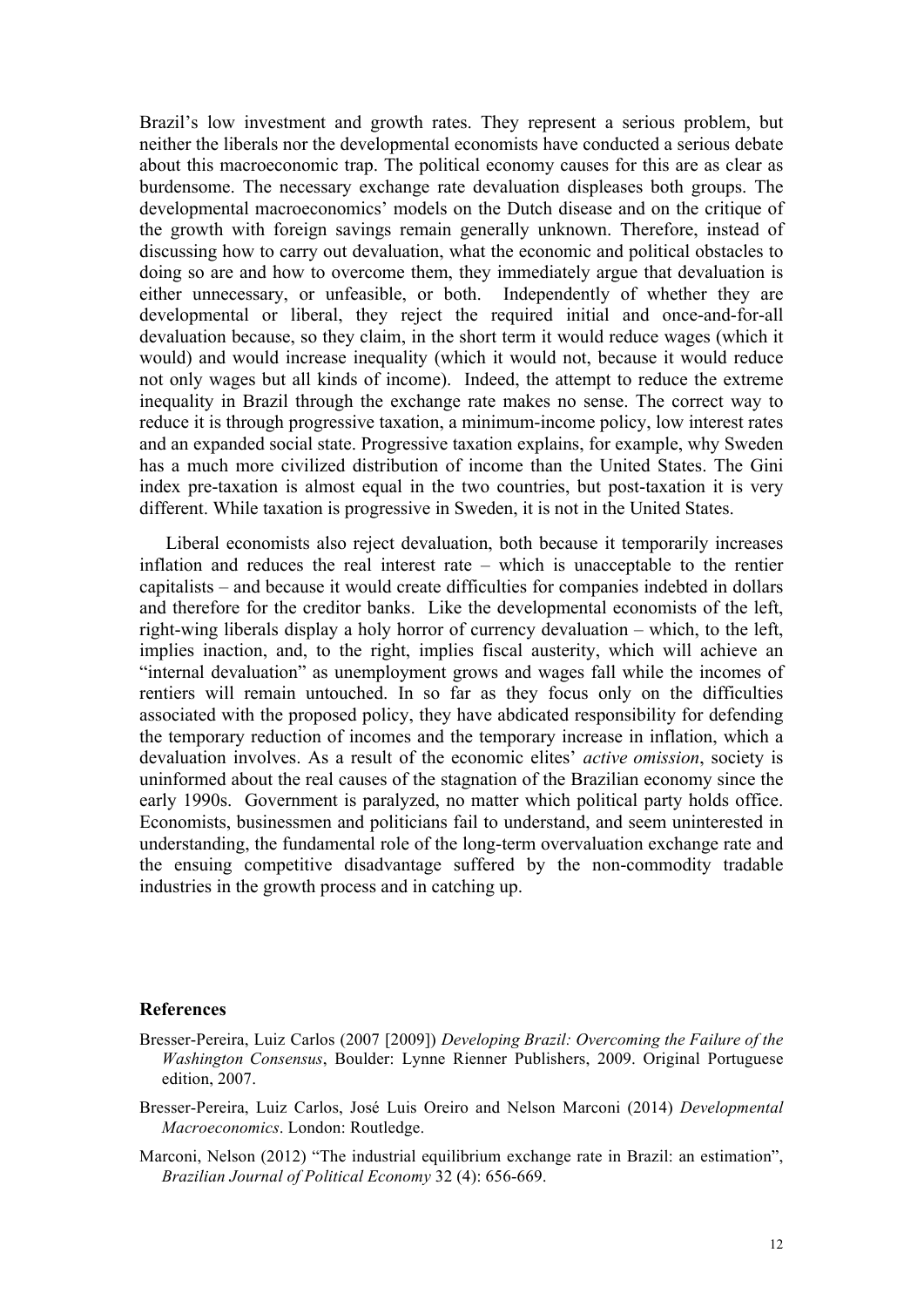Brazil's low investment and growth rates. They represent a serious problem, but neither the liberals nor the developmental economists have conducted a serious debate about this macroeconomic trap. The political economy causes for this are as clear as burdensome. The necessary exchange rate devaluation displeases both groups. The developmental macroeconomics' models on the Dutch disease and on the critique of the growth with foreign savings remain generally unknown. Therefore, instead of discussing how to carry out devaluation, what the economic and political obstacles to doing so are and how to overcome them, they immediately argue that devaluation is either unnecessary, or unfeasible, or both. Independently of whether they are developmental or liberal, they reject the required initial and once-and-for-all devaluation because, so they claim, in the short term it would reduce wages (which it would) and would increase inequality (which it would not, because it would reduce not only wages but all kinds of income). Indeed, the attempt to reduce the extreme inequality in Brazil through the exchange rate makes no sense. The correct way to reduce it is through progressive taxation, a minimum-income policy, low interest rates and an expanded social state. Progressive taxation explains, for example, why Sweden has a much more civilized distribution of income than the United States. The Gini index pre-taxation is almost equal in the two countries, but post-taxation it is very different. While taxation is progressive in Sweden, it is not in the United States.

Liberal economists also reject devaluation, both because it temporarily increases inflation and reduces the real interest rate – which is unacceptable to the rentier capitalists – and because it would create difficulties for companies indebted in dollars and therefore for the creditor banks. Like the developmental economists of the left, right-wing liberals display a holy horror of currency devaluation – which, to the left, implies inaction, and, to the right, implies fiscal austerity, which will achieve an "internal devaluation" as unemployment grows and wages fall while the incomes of rentiers will remain untouched. In so far as they focus only on the difficulties associated with the proposed policy, they have abdicated responsibility for defending the temporary reduction of incomes and the temporary increase in inflation, which a devaluation involves. As a result of the economic elites' *active omission*, society is uninformed about the real causes of the stagnation of the Brazilian economy since the early 1990s. Government is paralyzed, no matter which political party holds office. Economists, businessmen and politicians fail to understand, and seem uninterested in understanding, the fundamental role of the long-term overvaluation exchange rate and the ensuing competitive disadvantage suffered by the non-commodity tradable industries in the growth process and in catching up.

## References

Bresser-Pereira, Luiz Carlos (2007 [2009]) *Developing Brazil: Overcoming the Failure of the Washington Consensus*, Boulder: Lynne Rienner Publishers, 2009. Original Portuguese edition, 2007.

Bresser-Pereira, Luiz Carlos, José Luis Oreiro and Nelson Marconi (2014) *Developmental Macroeconomics*. London: Routledge.

Marconi, Nelson (2012) "The industrial equilibrium exchange rate in Brazil: an estimation", *Brazilian Journal of Political Economy* 32 (4): 656-669.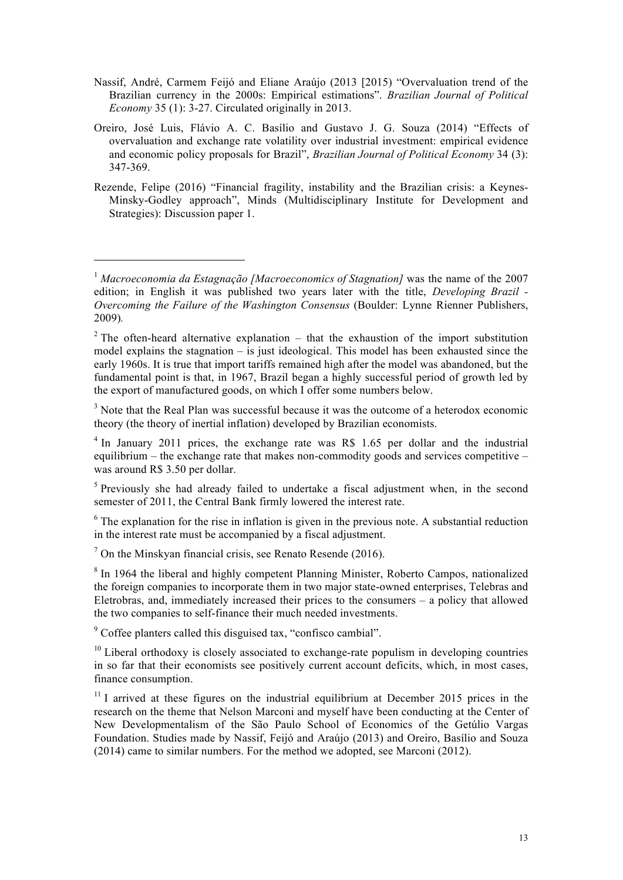Nassif, André, Carmem Feijó and Eliane Araújo (2013 [2015) "Overvaluation trend of the Brazilian currency in the 2000s: Empirical estimations". *Brazilian Journal of Political Economy* 35 (1): 3-27. Circulated originally in 2013.

Oreiro, José Luis, Flávio A. C. Basílio and Gustavo J. G. Souza (2014) "Effects of overvaluation and exchange rate volatility over industrial investment: empirical evidence and economic policy proposals for Brazil", *Brazilian Journal of Political Economy* 34 (3): 347-369.

Rezende, Felipe (2016) "Financial fragility, instability and the Brazilian crisis: a Keynes-Minsky-Godley approach", Minds (Multidisciplinary Institute for Development and Strategies): Discussion paper 1.

---

[1] *Macroeconomia da Estagnação [Macroeconomics of Stagnation]* was the name of the 2007 edition; in English it was published two years later with the title, *Developing Brazil - Overcoming the Failure of the Washington Consensus* (Boulder: Lynne Rienner Publishers, 2009).

[2] The often-heard alternative explanation – that the exhaustion of the import substitution model explains the stagnation – is just ideological. This model has been exhausted since the early 1960s. It is true that import tariffs remained high after the model was abandoned, but the fundamental point is that, in 1967, Brazil began a highly successful period of growth led by the export of manufactured goods, on which I offer some numbers below.

[3] Note that the Real Plan was successful because it was the outcome of a heterodox economic theory (the theory of inertial inflation) developed by Brazilian economists.

[4] In January 2011 prices, the exchange rate was R$ 1.65 per dollar and the industrial equilibrium – the exchange rate that makes non-commodity goods and services competitive – was around R$ 3.50 per dollar.

[5] Previously she had already failed to undertake a fiscal adjustment when, in the second semester of 2011, the Central Bank firmly lowered the interest rate.

[6] The explanation for the rise in inflation is given in the previous note. A substantial reduction in the interest rate must be accompanied by a fiscal adjustment.

[7] On the Minskyan financial crisis, see Renato Resende (2016).

[8] In 1964 the liberal and highly competent Planning Minister, Roberto Campos, nationalized the foreign companies to incorporate them in two major state-owned enterprises, Telebras and Eletrobras, and, immediately increased their prices to the consumers – a policy that allowed the two companies to self-finance their much needed investments.

[9] Coffee planters called this disguised tax, "confisco cambial".

[10] Liberal orthodoxy is closely associated to exchange-rate populism in developing countries in so far that their economists see positively current account deficits, which, in most cases, finance consumption.

[11] I arrived at these figures on the industrial equilibrium at December 2015 prices in the research on the theme that Nelson Marconi and myself have been conducting at the Center of New Developmentalism of the São Paulo School of Economics of the Getúlio Vargas Foundation. Studies made by Nassif, Feijó and Araújo (2013) and Oreiro, Basílio and Souza (2014) came to similar numbers. For the method we adopted, see Marconi (2012).